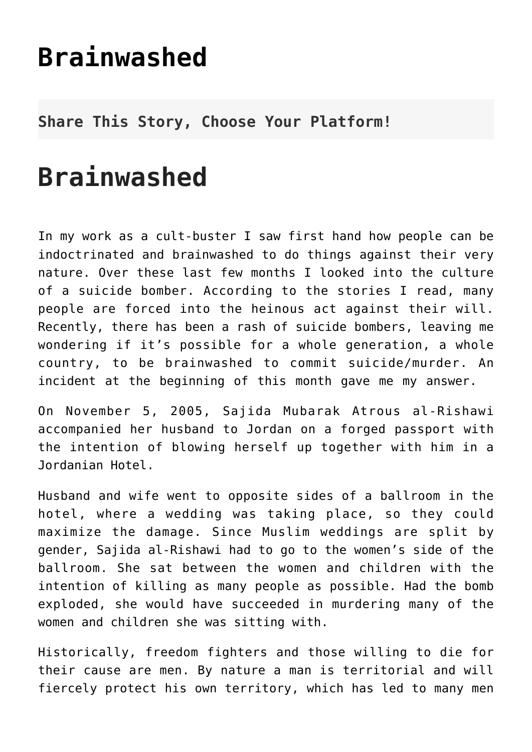# Brainwashed

**Share This Story, Choose Your Platform!**

# Brainwashed

In my work as a cult-buster I saw first hand how people can be indoctrinated and brainwashed to do things against their very nature. Over these last few months I looked into the culture of a suicide bomber. According to the stories I read, many people are forced into the heinous act against their will. Recently, there has been a rash of suicide bombers, leaving me wondering if it's possible for a whole generation, a whole country, to be brainwashed to commit suicide/murder. An incident at the beginning of this month gave me my answer.

On November 5, 2005, Sajida Mubarak Atrous al-Rishawi accompanied her husband to Jordan on a forged passport with the intention of blowing herself up together with him in a Jordanian Hotel.

Husband and wife went to opposite sides of a ballroom in the hotel, where a wedding was taking place, so they could maximize the damage. Since Muslim weddings are split by gender, Sajida al-Rishawi had to go to the women's side of the ballroom. She sat between the women and children with the intention of killing as many people as possible. Had the bomb exploded, she would have succeeded in murdering many of the women and children she was sitting with.

Historically, freedom fighters and those willing to die for their cause are men. By nature a man is territorial and will fiercely protect his own territory, which has led to many men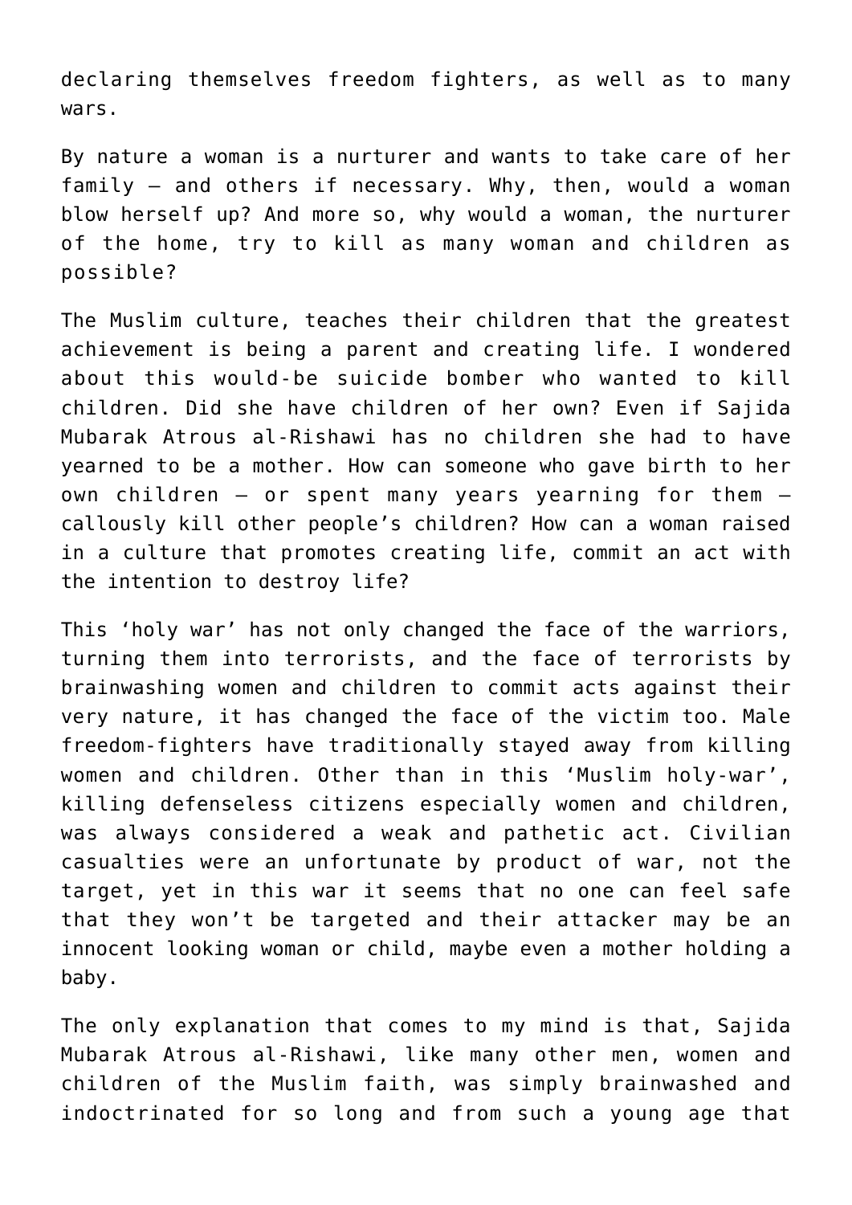declaring themselves freedom fighters, as well as to many wars.

By nature a woman is a nurturer and wants to take care of her family – and others if necessary. Why, then, would a woman blow herself up? And more so, why would a woman, the nurturer of the home, try to kill as many woman and children as possible?

The Muslim culture, teaches their children that the greatest achievement is being a parent and creating life. I wondered about this would-be suicide bomber who wanted to kill children. Did she have children of her own? Even if Sajida Mubarak Atrous al-Rishawi has no children she had to have yearned to be a mother. How can someone who gave birth to her own children – or spent many years yearning for them – callously kill other people's children? How can a woman raised in a culture that promotes creating life, commit an act with the intention to destroy life?

This 'holy war' has not only changed the face of the warriors, turning them into terrorists, and the face of terrorists by brainwashing women and children to commit acts against their very nature, it has changed the face of the victim too. Male freedom-fighters have traditionally stayed away from killing women and children. Other than in this 'Muslim holy-war', killing defenseless citizens especially women and children, was always considered a weak and pathetic act. Civilian casualties were an unfortunate by product of war, not the target, yet in this war it seems that no one can feel safe that they won't be targeted and their attacker may be an innocent looking woman or child, maybe even a mother holding a baby.

The only explanation that comes to my mind is that, Sajida Mubarak Atrous al-Rishawi, like many other men, women and children of the Muslim faith, was simply brainwashed and indoctrinated for so long and from such a young age that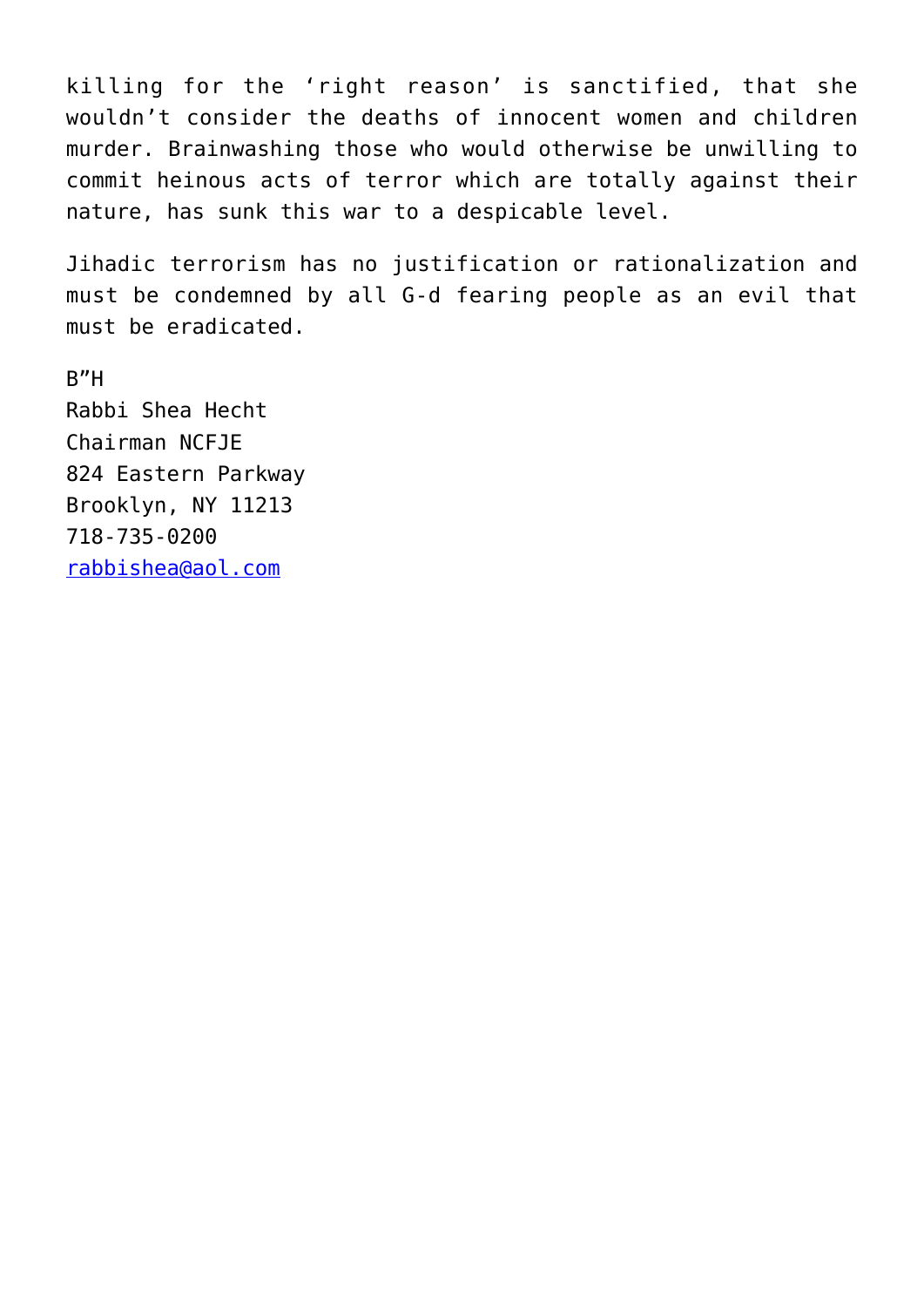killing for the ‘right reason’ is sanctified, that she wouldn’t consider the deaths of innocent women and children murder. Brainwashing those who would otherwise be unwilling to commit heinous acts of terror which are totally against their nature, has sunk this war to a despicable level.

Jihadic terrorism has no justification or rationalization and must be condemned by all G-d fearing people as an evil that must be eradicated.

B”H  
Rabbi Shea Hecht  
Chairman NCFJE  
824 Eastern Parkway  
Brooklyn, NY 11213  
718-735-0200  
rabbishea@aol.com